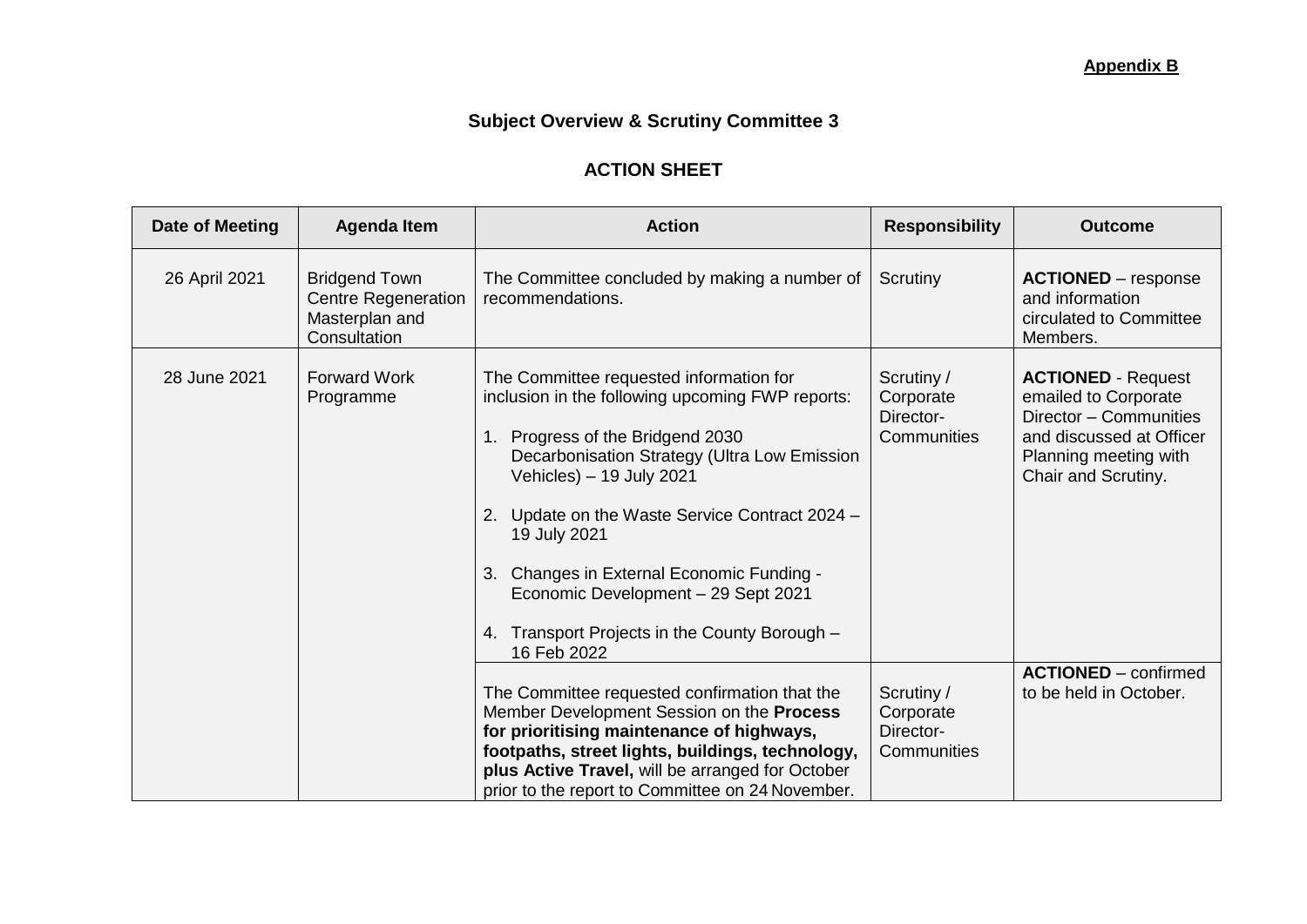**Appendix B**

## Subject Overview & Scrutiny Committee 3

## ACTION SHEET

| Date of Meeting | Agenda Item | Action | Responsibility | Outcome |
|---|---|---|---|---|
| 26 April 2021 | Bridgend Town Centre Regeneration Masterplan and Consultation | The Committee concluded by making a number of recommendations. | Scrutiny | **ACTIONED** – response and information circulated to Committee Members. |
| 28 June 2021 | Forward Work Programme | The Committee requested information for inclusion in the following upcoming FWP reports:<br>1. Progress of the Bridgend 2030 Decarbonisation Strategy (Ultra Low Emission Vehicles) – 19 July 2021<br>2. Update on the Waste Service Contract 2024 – 19 July 2021<br>3. Changes in External Economic Funding - Economic Development – 29 Sept 2021<br>4. Transport Projects in the County Borough – 16 Feb 2022 | Scrutiny / Corporate Director- Communities | **ACTIONED** - Request emailed to Corporate Director – Communities and discussed at Officer Planning meeting with Chair and Scrutiny. |
| | | The Committee requested confirmation that the Member Development Session on the **Process for prioritising maintenance of highways, footpaths, street lights, buildings, technology, plus Active Travel,** will be arranged for October prior to the report to Committee on 24 November. | Scrutiny / Corporate Director- Communities | **ACTIONED** – confirmed to be held in October. |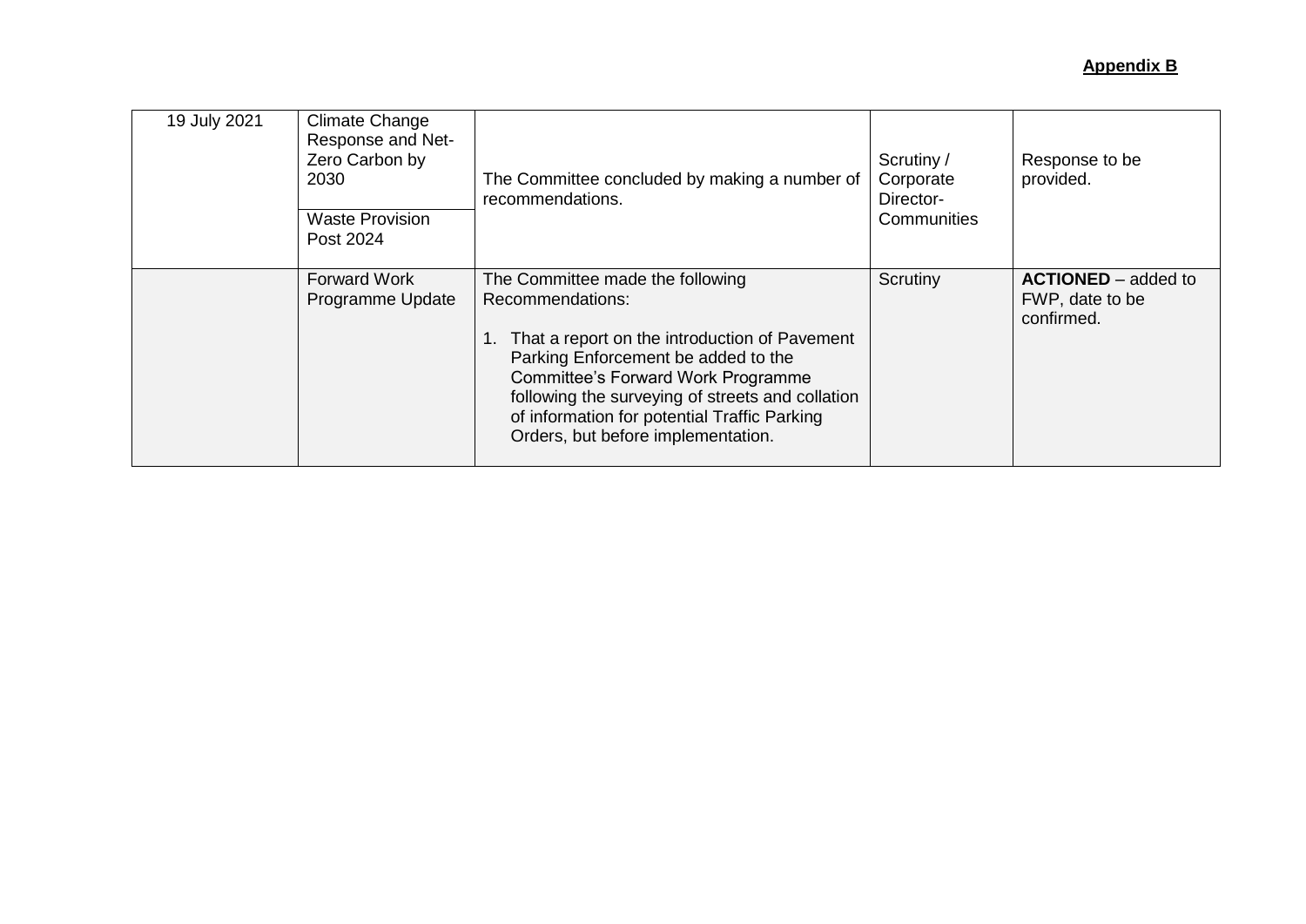**Appendix B**

| | | | | |
|---|---|---|---|---|
| 19 July 2021 | Climate Change Response and Net-Zero Carbon by 2030<br><br>Waste Provision Post 2024 | The Committee concluded by making a number of recommendations. | Scrutiny / Corporate Director-Communities | Response to be provided. |
| | Forward Work Programme Update | The Committee made the following Recommendations:<br><br>1. That a report on the introduction of Pavement Parking Enforcement be added to the Committee's Forward Work Programme following the surveying of streets and collation of information for potential Traffic Parking Orders, but before implementation. | Scrutiny | **ACTIONED** – added to FWP, date to be confirmed. |